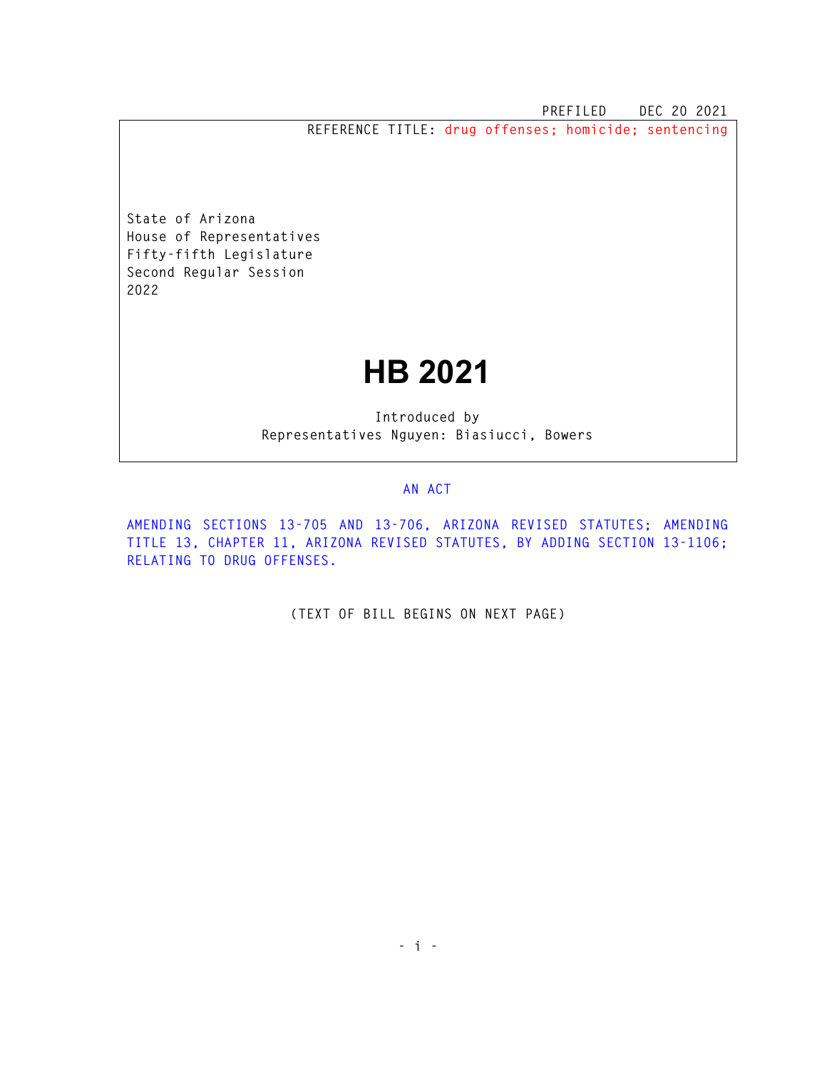PREFILED DEC 20 2021

REFERENCE TITLE: drug offenses; homicide; sentencing

State of Arizona
House of Representatives
Fifty-fifth Legislature
Second Regular Session
2022

# HB 2021

Introduced by
Representatives Nguyen: Biasiucci, Bowers

AN ACT

AMENDING SECTIONS 13-705 AND 13-706, ARIZONA REVISED STATUTES; AMENDING TITLE 13, CHAPTER 11, ARIZONA REVISED STATUTES, BY ADDING SECTION 13-1106; RELATING TO DRUG OFFENSES.

(TEXT OF BILL BEGINS ON NEXT PAGE)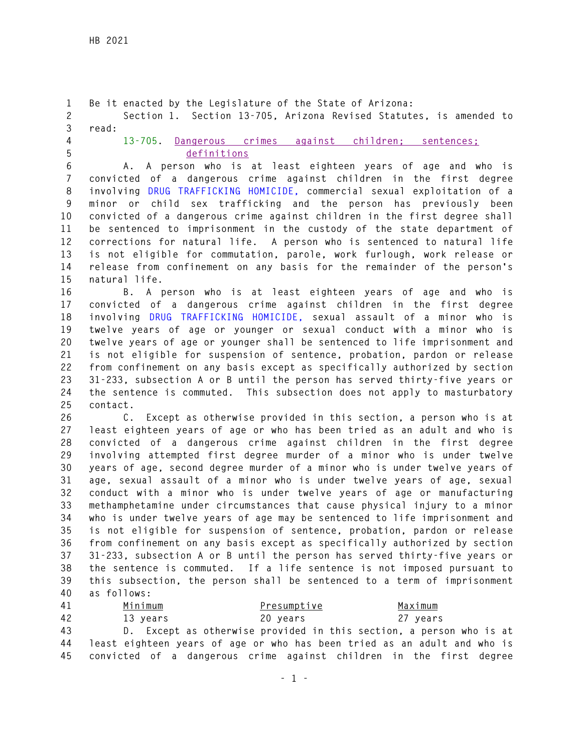Be it enacted by the Legislature of the State of Arizona:

Section 1. Section 13-705, Arizona Revised Statutes, is amended to read:

13-705. Dangerous crimes against children; sentences; definitions

A. A person who is at least eighteen years of age and who is convicted of a dangerous crime against children in the first degree involving DRUG TRAFFICKING HOMICIDE, commercial sexual exploitation of a minor or child sex trafficking and the person has previously been convicted of a dangerous crime against children in the first degree shall be sentenced to imprisonment in the custody of the state department of corrections for natural life. A person who is sentenced to natural life is not eligible for commutation, parole, work furlough, work release or release from confinement on any basis for the remainder of the person's natural life.

B. A person who is at least eighteen years of age and who is convicted of a dangerous crime against children in the first degree involving DRUG TRAFFICKING HOMICIDE, sexual assault of a minor who is twelve years of age or younger or sexual conduct with a minor who is twelve years of age or younger shall be sentenced to life imprisonment and is not eligible for suspension of sentence, probation, pardon or release from confinement on any basis except as specifically authorized by section 31-233, subsection A or B until the person has served thirty-five years or the sentence is commuted. This subsection does not apply to masturbatory contact.

C. Except as otherwise provided in this section, a person who is at least eighteen years of age or who has been tried as an adult and who is convicted of a dangerous crime against children in the first degree involving attempted first degree murder of a minor who is under twelve years of age, second degree murder of a minor who is under twelve years of age, sexual assault of a minor who is under twelve years of age, sexual conduct with a minor who is under twelve years of age or manufacturing methamphetamine under circumstances that cause physical injury to a minor who is under twelve years of age may be sentenced to life imprisonment and is not eligible for suspension of sentence, probation, pardon or release from confinement on any basis except as specifically authorized by section 31-233, subsection A or B until the person has served thirty-five years or the sentence is commuted. If a life sentence is not imposed pursuant to this subsection, the person shall be sentenced to a term of imprisonment as follows:

| Minimum | Presumptive | Maximum |
|---|---|---|
| 13 years | 20 years | 27 years |

D. Except as otherwise provided in this section, a person who is at least eighteen years of age or who has been tried as an adult and who is convicted of a dangerous crime against children in the first degree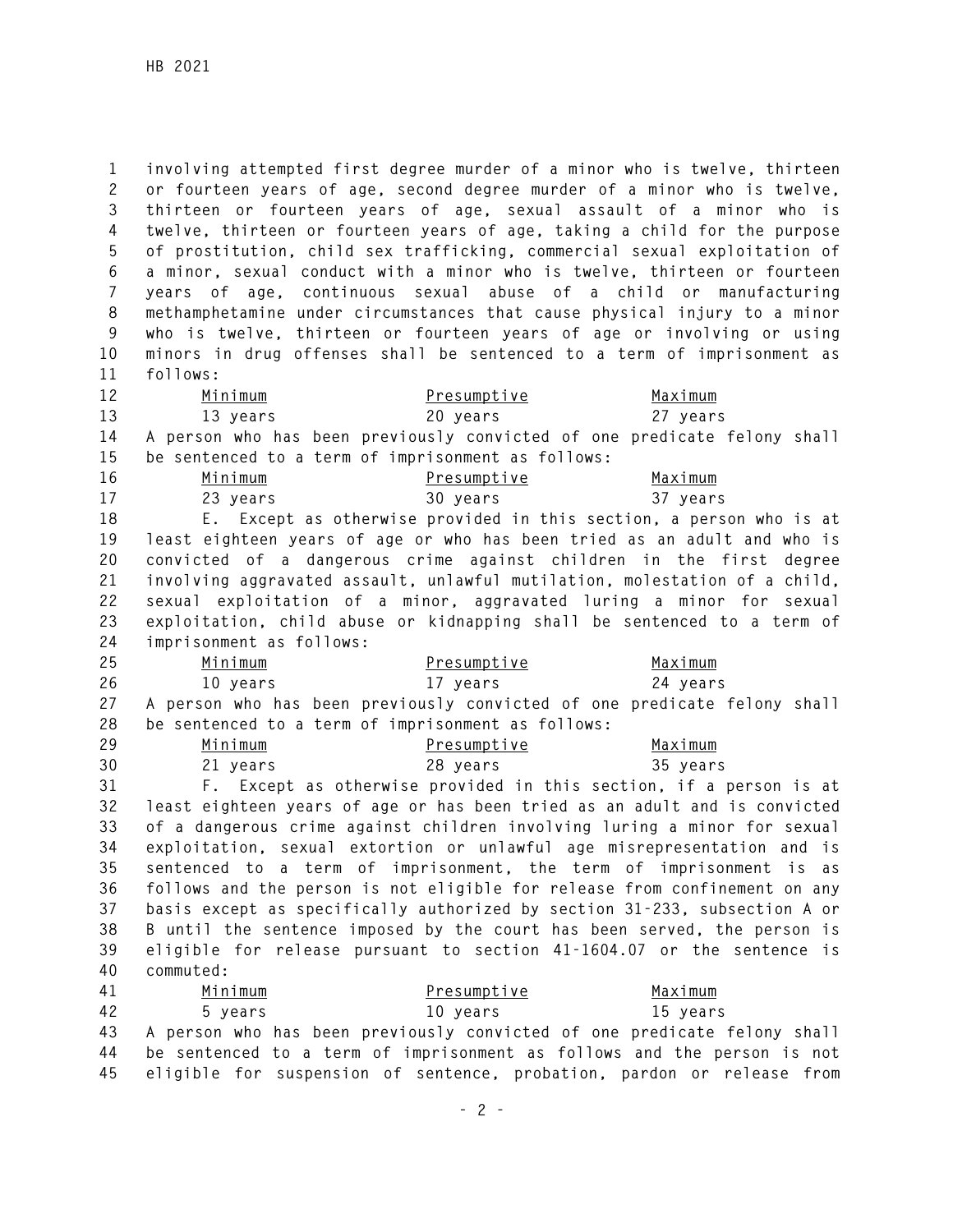involving attempted first degree murder of a minor who is twelve, thirteen or fourteen years of age, second degree murder of a minor who is twelve, thirteen or fourteen years of age, sexual assault of a minor who is twelve, thirteen or fourteen years of age, taking a child for the purpose of prostitution, child sex trafficking, commercial sexual exploitation of a minor, sexual conduct with a minor who is twelve, thirteen or fourteen years of age, continuous sexual abuse of a child or manufacturing methamphetamine under circumstances that cause physical injury to a minor who is twelve, thirteen or fourteen years of age or involving or using minors in drug offenses shall be sentenced to a term of imprisonment as follows:

| Minimum | Presumptive | Maximum |
|---|---|---|
| 13 years | 20 years | 27 years |

A person who has been previously convicted of one predicate felony shall be sentenced to a term of imprisonment as follows:

| Minimum | Presumptive | Maximum |
|---|---|---|
| 23 years | 30 years | 37 years |

E. Except as otherwise provided in this section, a person who is at least eighteen years of age or who has been tried as an adult and who is convicted of a dangerous crime against children in the first degree involving aggravated assault, unlawful mutilation, molestation of a child, sexual exploitation of a minor, aggravated luring a minor for sexual exploitation, child abuse or kidnapping shall be sentenced to a term of imprisonment as follows:

| Minimum | Presumptive | Maximum |
|---|---|---|
| 10 years | 17 years | 24 years |

A person who has been previously convicted of one predicate felony shall be sentenced to a term of imprisonment as follows:

| Minimum | Presumptive | Maximum |
|---|---|---|
| 21 years | 28 years | 35 years |

F. Except as otherwise provided in this section, if a person is at least eighteen years of age or has been tried as an adult and is convicted of a dangerous crime against children involving luring a minor for sexual exploitation, sexual extortion or unlawful age misrepresentation and is sentenced to a term of imprisonment, the term of imprisonment is as follows and the person is not eligible for release from confinement on any basis except as specifically authorized by section 31-233, subsection A or B until the sentence imposed by the court has been served, the person is eligible for release pursuant to section 41-1604.07 or the sentence is commuted:

| Minimum | Presumptive | Maximum |
|---|---|---|
| 5 years | 10 years | 15 years |

A person who has been previously convicted of one predicate felony shall be sentenced to a term of imprisonment as follows and the person is not eligible for suspension of sentence, probation, pardon or release from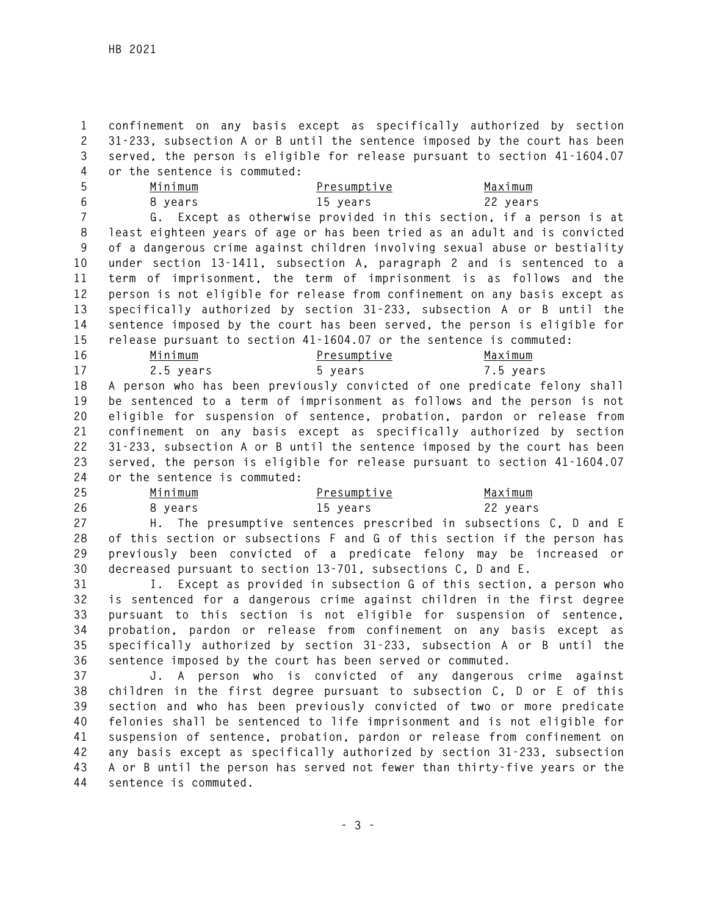confinement on any basis except as specifically authorized by section 31-233, subsection A or B until the sentence imposed by the court has been served, the person is eligible for release pursuant to section 41-1604.07 or the sentence is commuted:

| Minimum | Presumptive | Maximum |
|---|---|---|
| 8 years | 15 years | 22 years |

G. Except as otherwise provided in this section, if a person is at least eighteen years of age or has been tried as an adult and is convicted of a dangerous crime against children involving sexual abuse or bestiality under section 13-1411, subsection A, paragraph 2 and is sentenced to a term of imprisonment, the term of imprisonment is as follows and the person is not eligible for release from confinement on any basis except as specifically authorized by section 31-233, subsection A or B until the sentence imposed by the court has been served, the person is eligible for release pursuant to section 41-1604.07 or the sentence is commuted:

| Minimum | Presumptive | Maximum |
|---|---|---|
| 2.5 years | 5 years | 7.5 years |

A person who has been previously convicted of one predicate felony shall be sentenced to a term of imprisonment as follows and the person is not eligible for suspension of sentence, probation, pardon or release from confinement on any basis except as specifically authorized by section 31-233, subsection A or B until the sentence imposed by the court has been served, the person is eligible for release pursuant to section 41-1604.07 or the sentence is commuted:

| Minimum | Presumptive | Maximum |
|---|---|---|
| 8 years | 15 years | 22 years |

H. The presumptive sentences prescribed in subsections C, D and E of this section or subsections F and G of this section if the person has previously been convicted of a predicate felony may be increased or decreased pursuant to section 13-701, subsections C, D and E.

I. Except as provided in subsection G of this section, a person who is sentenced for a dangerous crime against children in the first degree pursuant to this section is not eligible for suspension of sentence, probation, pardon or release from confinement on any basis except as specifically authorized by section 31-233, subsection A or B until the sentence imposed by the court has been served or commuted.

J. A person who is convicted of any dangerous crime against children in the first degree pursuant to subsection C, D or E of this section and who has been previously convicted of two or more predicate felonies shall be sentenced to life imprisonment and is not eligible for suspension of sentence, probation, pardon or release from confinement on any basis except as specifically authorized by section 31-233, subsection A or B until the person has served not fewer than thirty-five years or the sentence is commuted.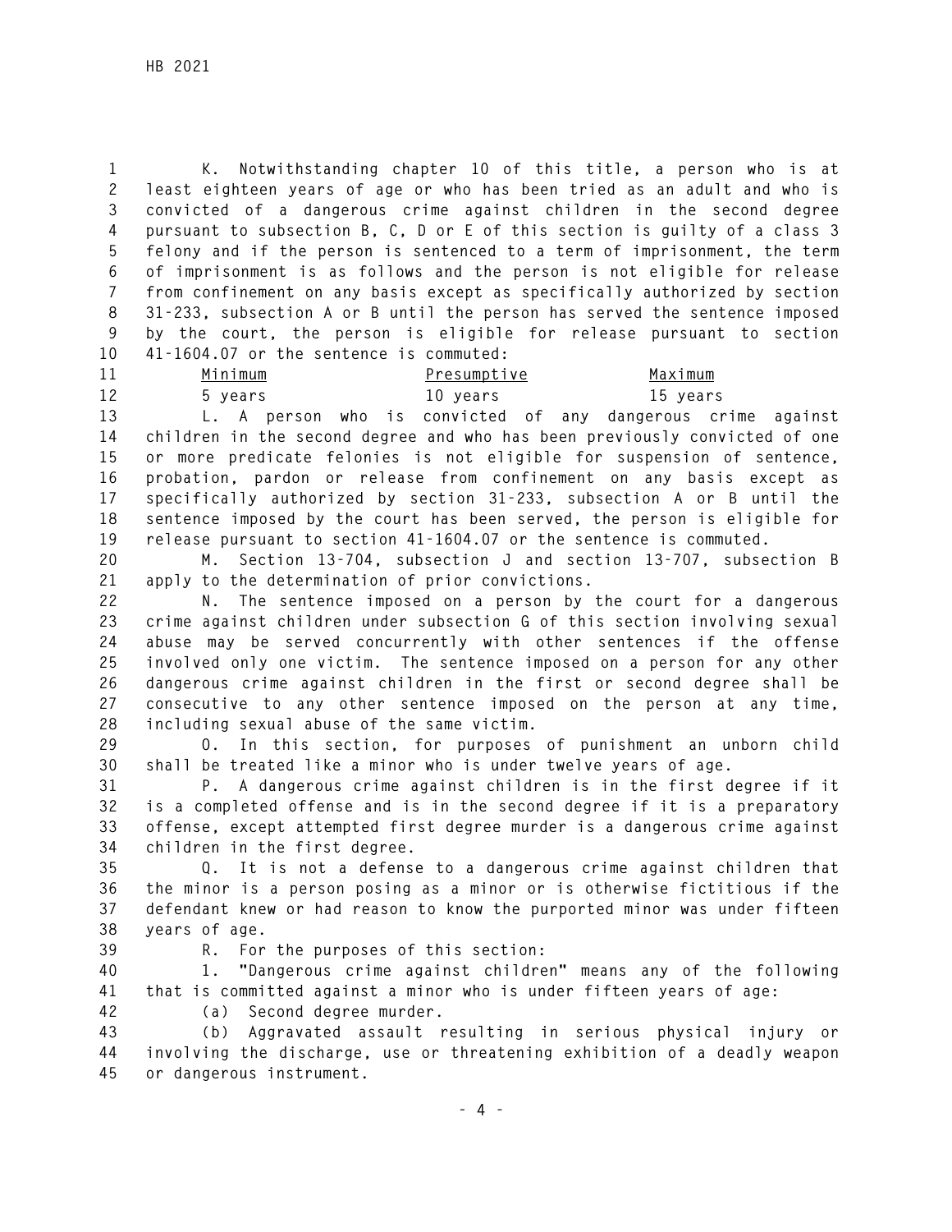K. Notwithstanding chapter 10 of this title, a person who is at least eighteen years of age or who has been tried as an adult and who is convicted of a dangerous crime against children in the second degree pursuant to subsection B, C, D or E of this section is guilty of a class 3 felony and if the person is sentenced to a term of imprisonment, the term of imprisonment is as follows and the person is not eligible for release from confinement on any basis except as specifically authorized by section 31-233, subsection A or B until the person has served the sentence imposed by the court, the person is eligible for release pursuant to section 41-1604.07 or the sentence is commuted:

| Minimum | Presumptive | Maximum |
|---|---|---|
| 5 years | 10 years | 15 years |

L. A person who is convicted of any dangerous crime against children in the second degree and who has been previously convicted of one or more predicate felonies is not eligible for suspension of sentence, probation, pardon or release from confinement on any basis except as specifically authorized by section 31-233, subsection A or B until the sentence imposed by the court has been served, the person is eligible for release pursuant to section 41-1604.07 or the sentence is commuted.

M. Section 13-704, subsection J and section 13-707, subsection B apply to the determination of prior convictions.

N. The sentence imposed on a person by the court for a dangerous crime against children under subsection G of this section involving sexual abuse may be served concurrently with other sentences if the offense involved only one victim. The sentence imposed on a person for any other dangerous crime against children in the first or second degree shall be consecutive to any other sentence imposed on the person at any time, including sexual abuse of the same victim.

O. In this section, for purposes of punishment an unborn child shall be treated like a minor who is under twelve years of age.

P. A dangerous crime against children is in the first degree if it is a completed offense and is in the second degree if it is a preparatory offense, except attempted first degree murder is a dangerous crime against children in the first degree.

Q. It is not a defense to a dangerous crime against children that the minor is a person posing as a minor or is otherwise fictitious if the defendant knew or had reason to know the purported minor was under fifteen years of age.

R. For the purposes of this section:

1. "Dangerous crime against children" means any of the following that is committed against a minor who is under fifteen years of age:

(a) Second degree murder.

(b) Aggravated assault resulting in serious physical injury or involving the discharge, use or threatening exhibition of a deadly weapon or dangerous instrument.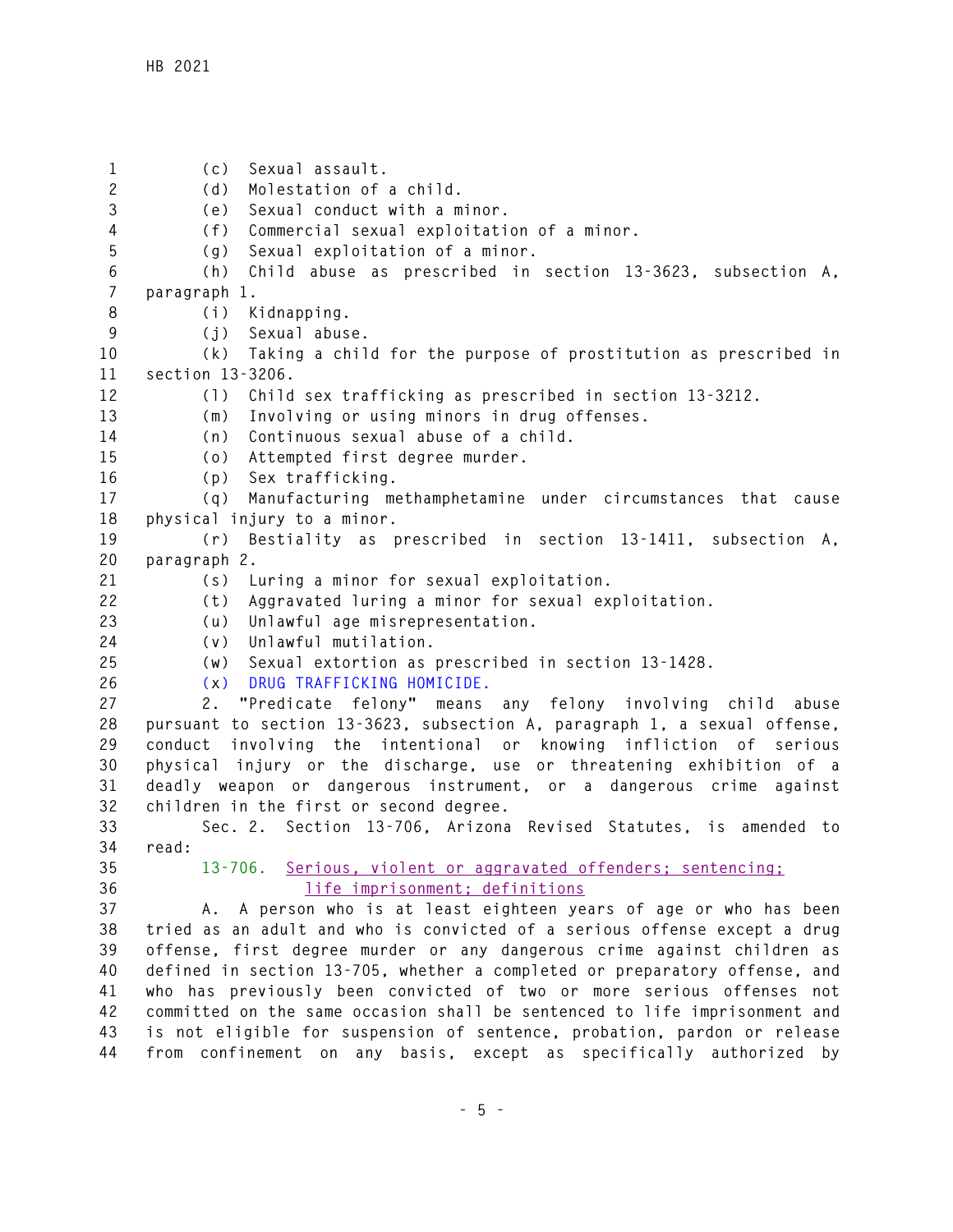(c) Sexual assault.

(d) Molestation of a child.

(e) Sexual conduct with a minor.

(f) Commercial sexual exploitation of a minor.

(g) Sexual exploitation of a minor.

(h) Child abuse as prescribed in section 13-3623, subsection A, paragraph 1.

(i) Kidnapping.

(j) Sexual abuse.

(k) Taking a child for the purpose of prostitution as prescribed in section 13-3206.

(l) Child sex trafficking as prescribed in section 13-3212.

(m) Involving or using minors in drug offenses.

(n) Continuous sexual abuse of a child.

(o) Attempted first degree murder.

(p) Sex trafficking.

(q) Manufacturing methamphetamine under circumstances that cause physical injury to a minor.

(r) Bestiality as prescribed in section 13-1411, subsection A, paragraph 2.

(s) Luring a minor for sexual exploitation.

(t) Aggravated luring a minor for sexual exploitation.

(u) Unlawful age misrepresentation.

(v) Unlawful mutilation.

(w) Sexual extortion as prescribed in section 13-1428.

(x) DRUG TRAFFICKING HOMICIDE.

2. "Predicate felony" means any felony involving child abuse pursuant to section 13-3623, subsection A, paragraph 1, a sexual offense, conduct involving the intentional or knowing infliction of serious physical injury or the discharge, use or threatening exhibition of a deadly weapon or dangerous instrument, or a dangerous crime against children in the first or second degree.

Sec. 2. Section 13-706, Arizona Revised Statutes, is amended to read:

13-706. Serious, violent or aggravated offenders; sentencing; life imprisonment; definitions

A. A person who is at least eighteen years of age or who has been tried as an adult and who is convicted of a serious offense except a drug offense, first degree murder or any dangerous crime against children as defined in section 13-705, whether a completed or preparatory offense, and who has previously been convicted of two or more serious offenses not committed on the same occasion shall be sentenced to life imprisonment and is not eligible for suspension of sentence, probation, pardon or release from confinement on any basis, except as specifically authorized by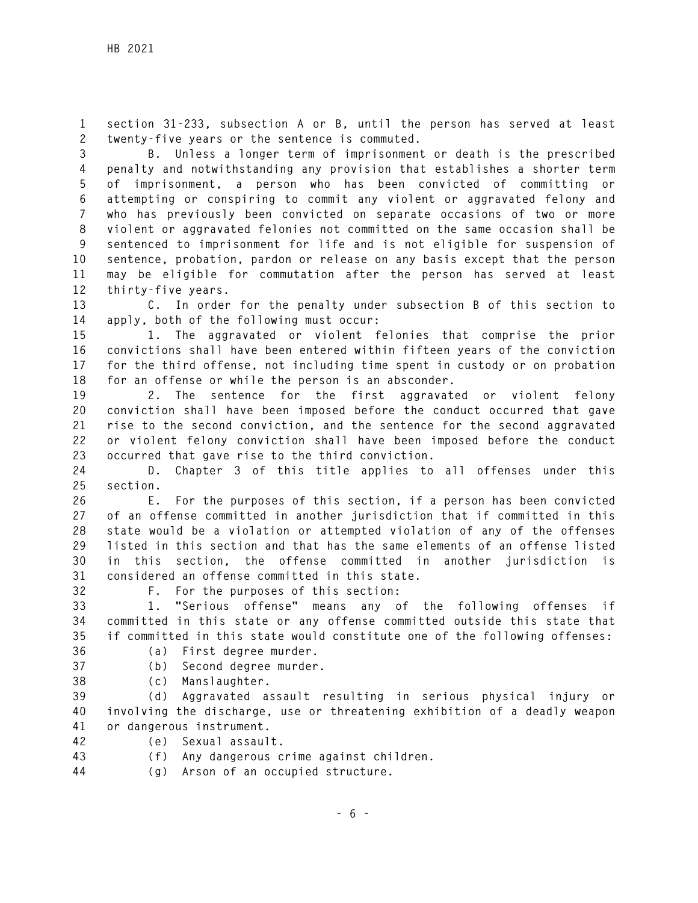section 31-233, subsection A or B, until the person has served at least twenty-five years or the sentence is commuted.

B. Unless a longer term of imprisonment or death is the prescribed penalty and notwithstanding any provision that establishes a shorter term of imprisonment, a person who has been convicted of committing or attempting or conspiring to commit any violent or aggravated felony and who has previously been convicted on separate occasions of two or more violent or aggravated felonies not committed on the same occasion shall be sentenced to imprisonment for life and is not eligible for suspension of sentence, probation, pardon or release on any basis except that the person may be eligible for commutation after the person has served at least thirty-five years.

C. In order for the penalty under subsection B of this section to apply, both of the following must occur:

1. The aggravated or violent felonies that comprise the prior convictions shall have been entered within fifteen years of the conviction for the third offense, not including time spent in custody or on probation for an offense or while the person is an absconder.

2. The sentence for the first aggravated or violent felony conviction shall have been imposed before the conduct occurred that gave rise to the second conviction, and the sentence for the second aggravated or violent felony conviction shall have been imposed before the conduct occurred that gave rise to the third conviction.

D. Chapter 3 of this title applies to all offenses under this section.

E. For the purposes of this section, if a person has been convicted of an offense committed in another jurisdiction that if committed in this state would be a violation or attempted violation of any of the offenses listed in this section and that has the same elements of an offense listed in this section, the offense committed in another jurisdiction is considered an offense committed in this state.

F. For the purposes of this section:

1. "Serious offense" means any of the following offenses if committed in this state or any offense committed outside this state that if committed in this state would constitute one of the following offenses:

(a) First degree murder.

(b) Second degree murder.

(c) Manslaughter.

(d) Aggravated assault resulting in serious physical injury or involving the discharge, use or threatening exhibition of a deadly weapon or dangerous instrument.

(e) Sexual assault.

(f) Any dangerous crime against children.

(g) Arson of an occupied structure.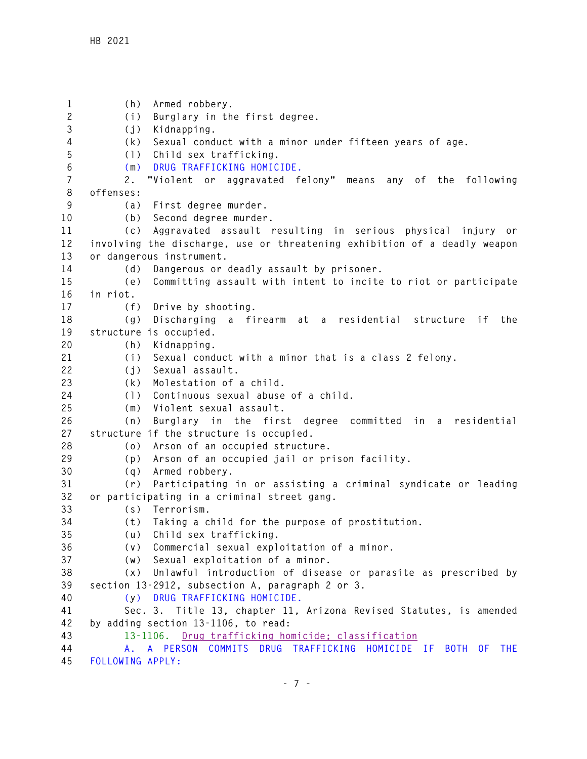(h) Armed robbery.

(i) Burglary in the first degree.

(j) Kidnapping.

(k) Sexual conduct with a minor under fifteen years of age.

(l) Child sex trafficking.

(m) DRUG TRAFFICKING HOMICIDE.

2. "Violent or aggravated felony" means any of the following offenses:

(a) First degree murder.

(b) Second degree murder.

(c) Aggravated assault resulting in serious physical injury or involving the discharge, use or threatening exhibition of a deadly weapon or dangerous instrument.

(d) Dangerous or deadly assault by prisoner.

(e) Committing assault with intent to incite to riot or participate in riot.

(f) Drive by shooting.

(g) Discharging a firearm at a residential structure if the structure is occupied.

(h) Kidnapping.

(i) Sexual conduct with a minor that is a class 2 felony.

(j) Sexual assault.

(k) Molestation of a child.

(l) Continuous sexual abuse of a child.

(m) Violent sexual assault.

(n) Burglary in the first degree committed in a residential structure if the structure is occupied.

(o) Arson of an occupied structure.

(p) Arson of an occupied jail or prison facility.

(q) Armed robbery.

(r) Participating in or assisting a criminal syndicate or leading or participating in a criminal street gang.

(s) Terrorism.

(t) Taking a child for the purpose of prostitution.

(u) Child sex trafficking.

(v) Commercial sexual exploitation of a minor.

(w) Sexual exploitation of a minor.

(x) Unlawful introduction of disease or parasite as prescribed by section 13-2912, subsection A, paragraph 2 or 3.

(y) DRUG TRAFFICKING HOMICIDE.

Sec. 3. Title 13, chapter 11, Arizona Revised Statutes, is amended by adding section 13-1106, to read:

13-1106. Drug trafficking homicide; classification

A. A PERSON COMMITS DRUG TRAFFICKING HOMICIDE IF BOTH OF THE FOLLOWING APPLY: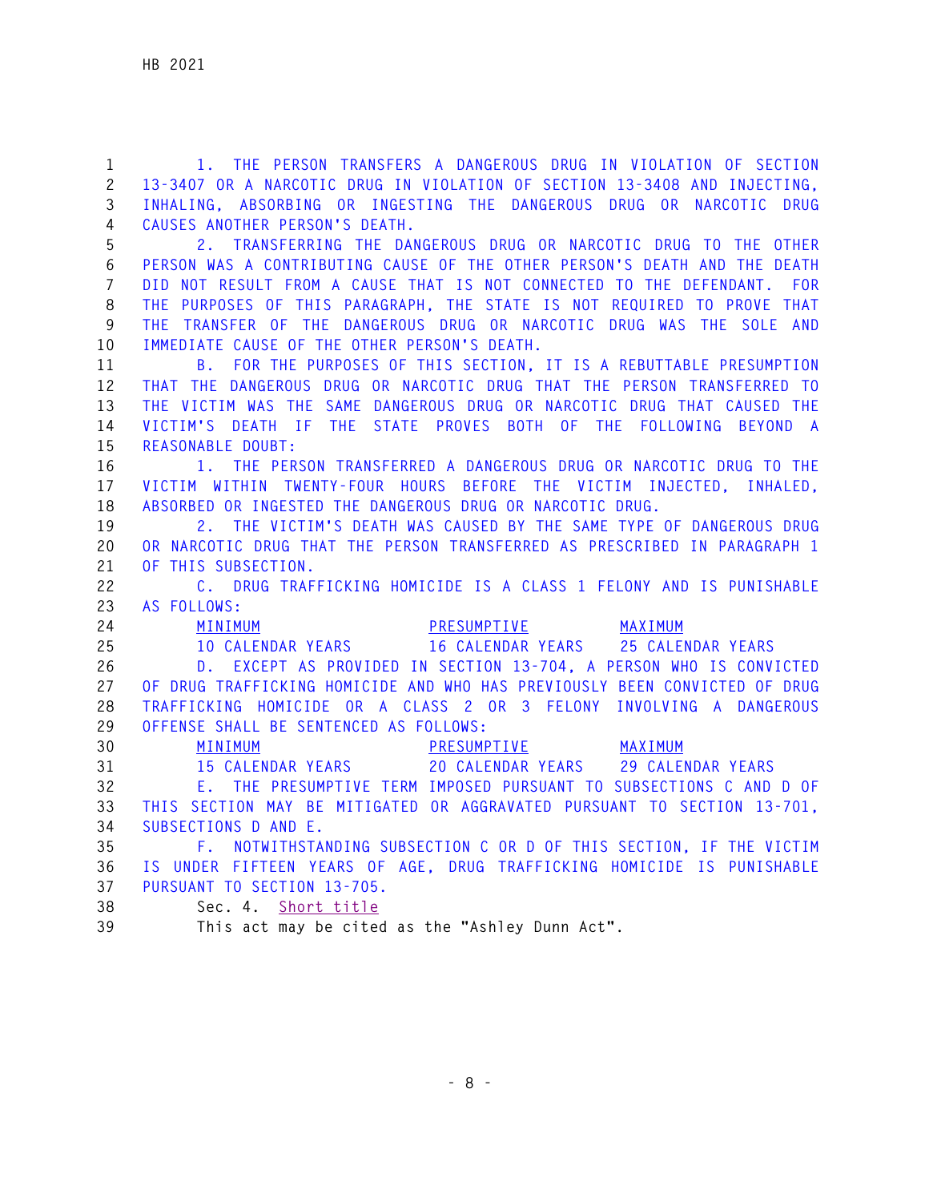1. THE PERSON TRANSFERS A DANGEROUS DRUG IN VIOLATION OF SECTION 13-3407 OR A NARCOTIC DRUG IN VIOLATION OF SECTION 13-3408 AND INJECTING, INHALING, ABSORBING OR INGESTING THE DANGEROUS DRUG OR NARCOTIC DRUG CAUSES ANOTHER PERSON'S DEATH.

2. TRANSFERRING THE DANGEROUS DRUG OR NARCOTIC DRUG TO THE OTHER PERSON WAS A CONTRIBUTING CAUSE OF THE OTHER PERSON'S DEATH AND THE DEATH DID NOT RESULT FROM A CAUSE THAT IS NOT CONNECTED TO THE DEFENDANT. FOR THE PURPOSES OF THIS PARAGRAPH, THE STATE IS NOT REQUIRED TO PROVE THAT THE TRANSFER OF THE DANGEROUS DRUG OR NARCOTIC DRUG WAS THE SOLE AND IMMEDIATE CAUSE OF THE OTHER PERSON'S DEATH.

B. FOR THE PURPOSES OF THIS SECTION, IT IS A REBUTTABLE PRESUMPTION THAT THE DANGEROUS DRUG OR NARCOTIC DRUG THAT THE PERSON TRANSFERRED TO THE VICTIM WAS THE SAME DANGEROUS DRUG OR NARCOTIC DRUG THAT CAUSED THE VICTIM'S DEATH IF THE STATE PROVES BOTH OF THE FOLLOWING BEYOND A REASONABLE DOUBT:

1. THE PERSON TRANSFERRED A DANGEROUS DRUG OR NARCOTIC DRUG TO THE VICTIM WITHIN TWENTY-FOUR HOURS BEFORE THE VICTIM INJECTED, INHALED, ABSORBED OR INGESTED THE DANGEROUS DRUG OR NARCOTIC DRUG.

2. THE VICTIM'S DEATH WAS CAUSED BY THE SAME TYPE OF DANGEROUS DRUG OR NARCOTIC DRUG THAT THE PERSON TRANSFERRED AS PRESCRIBED IN PARAGRAPH 1 OF THIS SUBSECTION.

C. DRUG TRAFFICKING HOMICIDE IS A CLASS 1 FELONY AND IS PUNISHABLE AS FOLLOWS:

| MINIMUM | PRESUMPTIVE | MAXIMUM |
|---|---|---|
| 10 CALENDAR YEARS | 16 CALENDAR YEARS | 25 CALENDAR YEARS |

D. EXCEPT AS PROVIDED IN SECTION 13-704, A PERSON WHO IS CONVICTED OF DRUG TRAFFICKING HOMICIDE AND WHO HAS PREVIOUSLY BEEN CONVICTED OF DRUG TRAFFICKING HOMICIDE OR A CLASS 2 OR 3 FELONY INVOLVING A DANGEROUS OFFENSE SHALL BE SENTENCED AS FOLLOWS:

| MINIMUM | PRESUMPTIVE | MAXIMUM |
|---|---|---|
| 15 CALENDAR YEARS | 20 CALENDAR YEARS | 29 CALENDAR YEARS |

E. THE PRESUMPTIVE TERM IMPOSED PURSUANT TO SUBSECTIONS C AND D OF THIS SECTION MAY BE MITIGATED OR AGGRAVATED PURSUANT TO SECTION 13-701, SUBSECTIONS D AND E.

F. NOTWITHSTANDING SUBSECTION C OR D OF THIS SECTION, IF THE VICTIM IS UNDER FIFTEEN YEARS OF AGE, DRUG TRAFFICKING HOMICIDE IS PUNISHABLE PURSUANT TO SECTION 13-705.

Sec. 4. Short title

This act may be cited as the "Ashley Dunn Act".